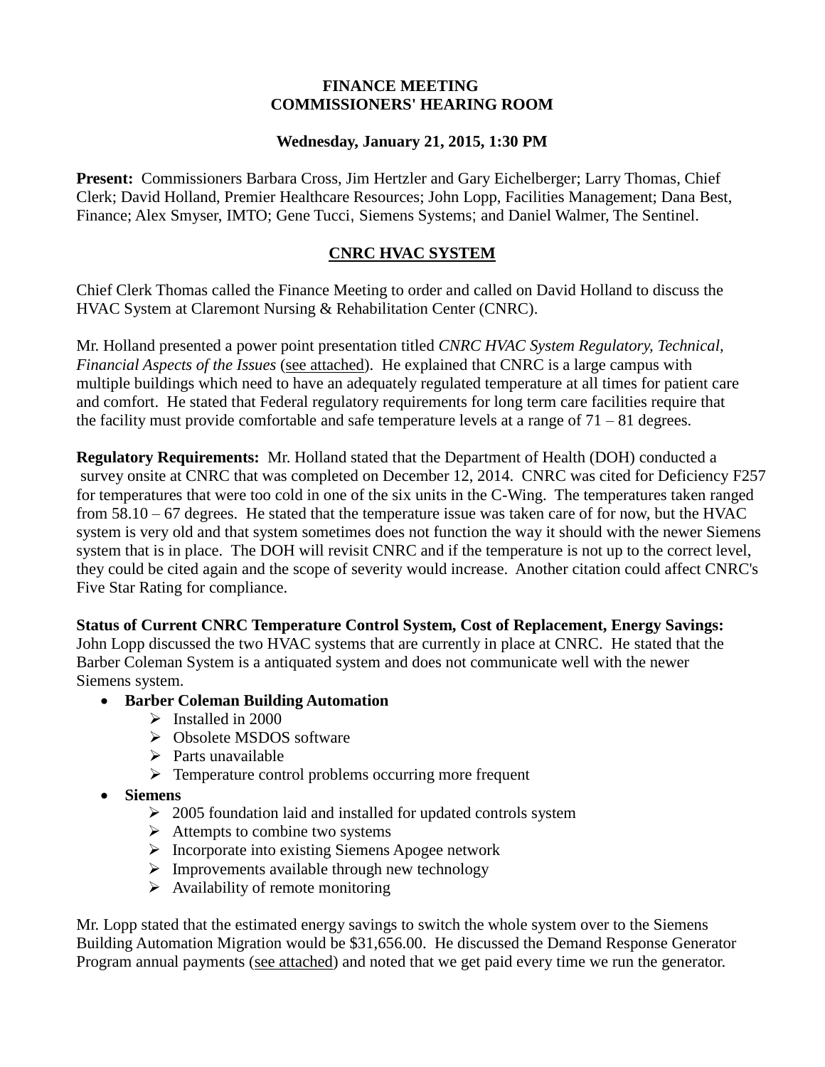# FINANCE MEETING
# COMMISSIONERS' HEARING ROOM

**Wednesday, January 21, 2015, 1:30 PM**

**Present:** Commissioners Barbara Cross, Jim Hertzler and Gary Eichelberger; Larry Thomas, Chief Clerk; David Holland, Premier Healthcare Resources; John Lopp, Facilities Management; Dana Best, Finance; Alex Smyser, IMTO; Gene Tucci, Siemens Systems; and Daniel Walmer, The Sentinel.

## CNRC HVAC SYSTEM

Chief Clerk Thomas called the Finance Meeting to order and called on David Holland to discuss the HVAC System at Claremont Nursing & Rehabilitation Center (CNRC).

Mr. Holland presented a power point presentation titled *CNRC HVAC System Regulatory, Technical, Financial Aspects of the Issues* (see attached). He explained that CNRC is a large campus with multiple buildings which need to have an adequately regulated temperature at all times for patient care and comfort. He stated that Federal regulatory requirements for long term care facilities require that the facility must provide comfortable and safe temperature levels at a range of 71 – 81 degrees.

**Regulatory Requirements:** Mr. Holland stated that the Department of Health (DOH) conducted a survey onsite at CNRC that was completed on December 12, 2014. CNRC was cited for Deficiency F257 for temperatures that were too cold in one of the six units in the C-Wing. The temperatures taken ranged from 58.10 – 67 degrees. He stated that the temperature issue was taken care of for now, but the HVAC system is very old and that system sometimes does not function the way it should with the newer Siemens system that is in place. The DOH will revisit CNRC and if the temperature is not up to the correct level, they could be cited again and the scope of severity would increase. Another citation could affect CNRC's Five Star Rating for compliance.

**Status of Current CNRC Temperature Control System, Cost of Replacement, Energy Savings:** John Lopp discussed the two HVAC systems that are currently in place at CNRC. He stated that the Barber Coleman System is a antiquated system and does not communicate well with the newer Siemens system.

- **Barber Coleman Building Automation**
  - Installed in 2000
  - Obsolete MSDOS software
  - Parts unavailable
  - Temperature control problems occurring more frequent
- **Siemens**
  - 2005 foundation laid and installed for updated controls system
  - Attempts to combine two systems
  - Incorporate into existing Siemens Apogee network
  - Improvements available through new technology
  - Availability of remote monitoring

Mr. Lopp stated that the estimated energy savings to switch the whole system over to the Siemens Building Automation Migration would be $31,656.00. He discussed the Demand Response Generator Program annual payments (see attached) and noted that we get paid every time we run the generator.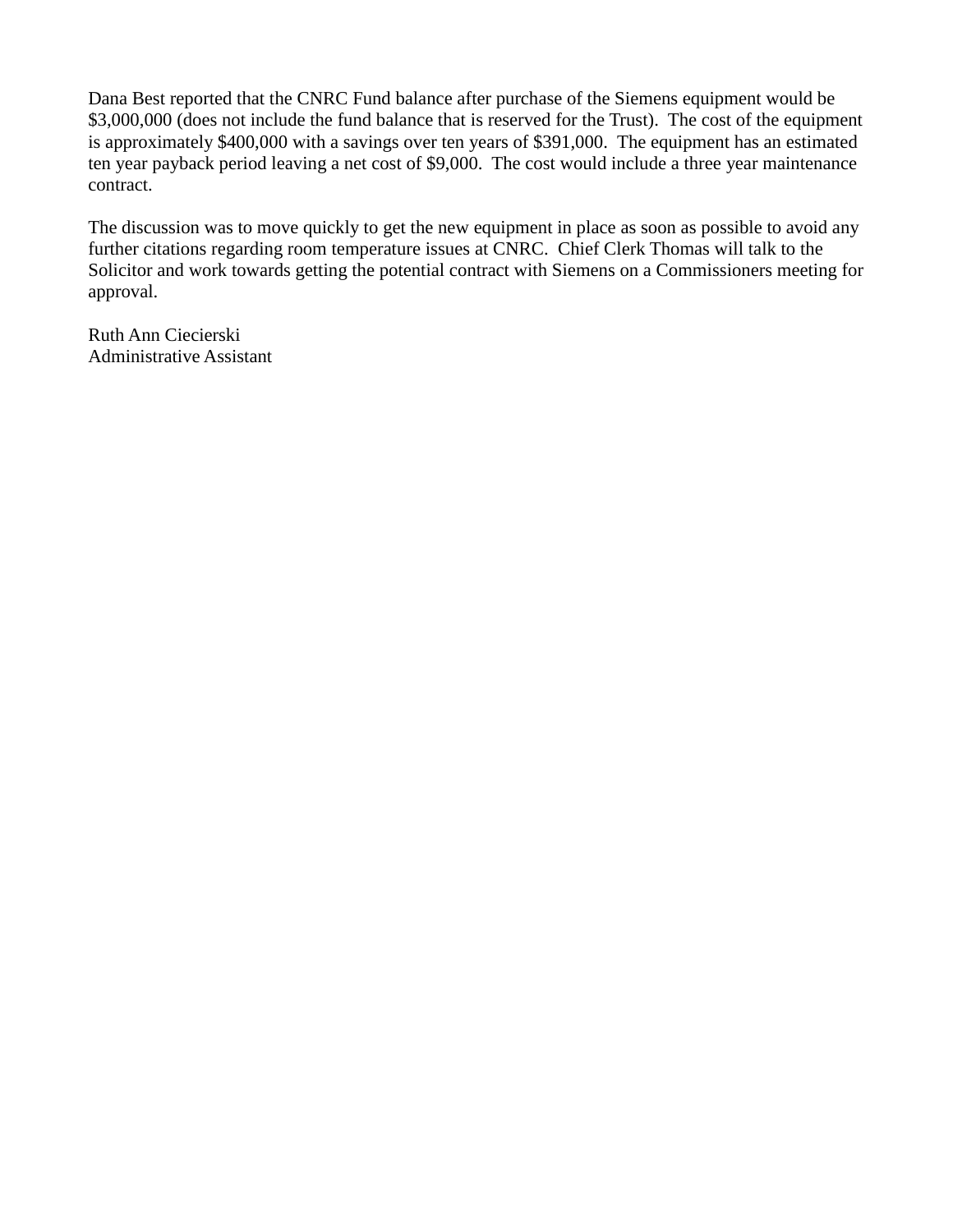Dana Best reported that the CNRC Fund balance after purchase of the Siemens equipment would be $3,000,000 (does not include the fund balance that is reserved for the Trust). The cost of the equipment is approximately $400,000 with a savings over ten years of $391,000. The equipment has an estimated ten year payback period leaving a net cost of $9,000. The cost would include a three year maintenance contract.

The discussion was to move quickly to get the new equipment in place as soon as possible to avoid any further citations regarding room temperature issues at CNRC. Chief Clerk Thomas will talk to the Solicitor and work towards getting the potential contract with Siemens on a Commissioners meeting for approval.

Ruth Ann Ciecierski
Administrative Assistant